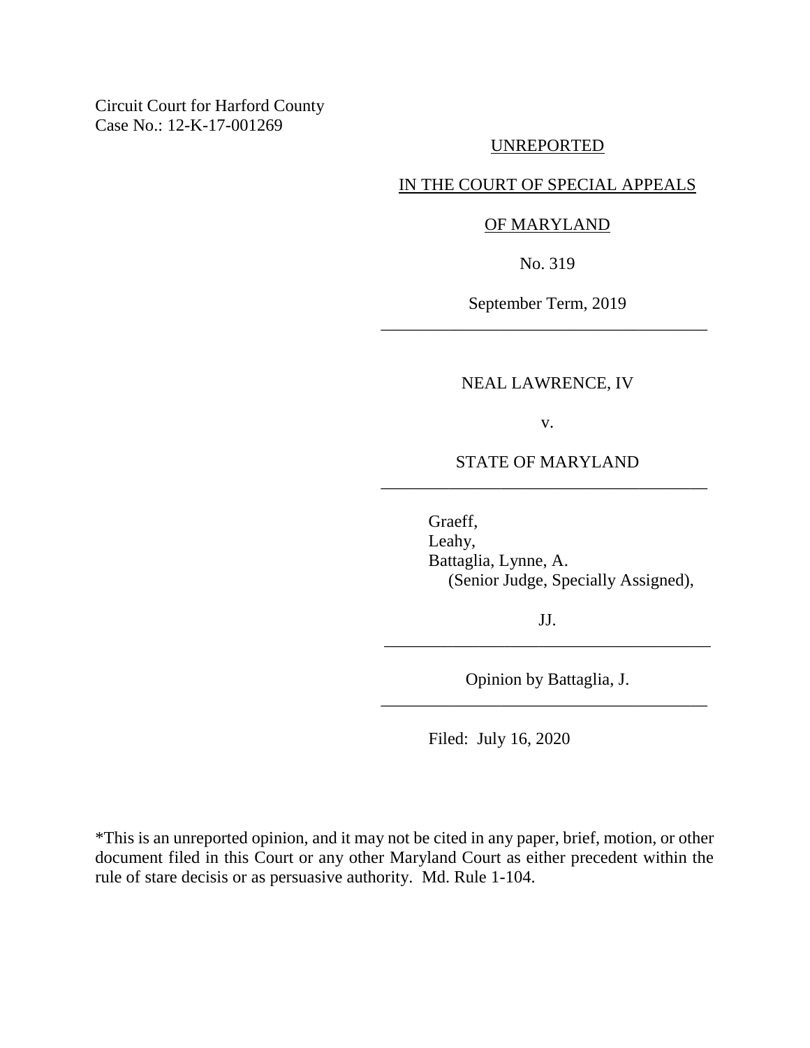Circuit Court for Harford County
Case No.: 12-K-17-001269

UNREPORTED

IN THE COURT OF SPECIAL APPEALS

OF MARYLAND

No. 319

September Term, 2019

---

NEAL LAWRENCE, IV

v.

STATE OF MARYLAND

---

Graeff,
Leahy,
Battaglia, Lynne, A.
(Senior Judge, Specially Assigned),

JJ.

---

Opinion by Battaglia, J.

---

Filed: July 16, 2020

*This is an unreported opinion, and it may not be cited in any paper, brief, motion, or other document filed in this Court or any other Maryland Court as either precedent within the rule of stare decisis or as persuasive authority. Md. Rule 1-104.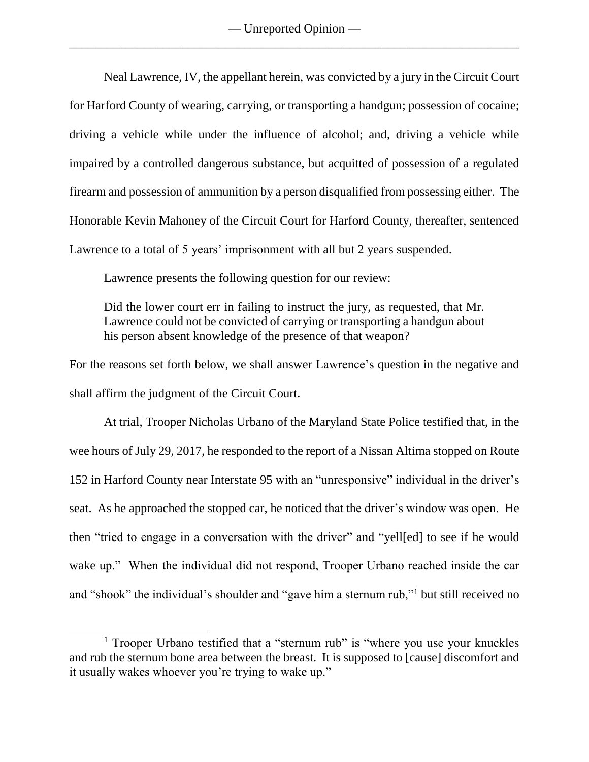Neal Lawrence, IV, the appellant herein, was convicted by a jury in the Circuit Court for Harford County of wearing, carrying, or transporting a handgun; possession of cocaine; driving a vehicle while under the influence of alcohol; and, driving a vehicle while impaired by a controlled dangerous substance, but acquitted of possession of a regulated firearm and possession of ammunition by a person disqualified from possessing either. The Honorable Kevin Mahoney of the Circuit Court for Harford County, thereafter, sentenced Lawrence to a total of 5 years' imprisonment with all but 2 years suspended.

Lawrence presents the following question for our review:

> Did the lower court err in failing to instruct the jury, as requested, that Mr. Lawrence could not be convicted of carrying or transporting a handgun about his person absent knowledge of the presence of that weapon?

For the reasons set forth below, we shall answer Lawrence's question in the negative and shall affirm the judgment of the Circuit Court.

At trial, Trooper Nicholas Urbano of the Maryland State Police testified that, in the wee hours of July 29, 2017, he responded to the report of a Nissan Altima stopped on Route 152 in Harford County near Interstate 95 with an "unresponsive" individual in the driver's seat. As he approached the stopped car, he noticed that the driver's window was open. He then "tried to engage in a conversation with the driver" and "yell[ed] to see if he would wake up." When the individual did not respond, Trooper Urbano reached inside the car and "shook" the individual's shoulder and "gave him a sternum rub,"[1] but still received no

---

[1] Trooper Urbano testified that a "sternum rub" is "where you use your knuckles and rub the sternum bone area between the breast. It is supposed to [cause] discomfort and it usually wakes whoever you're trying to wake up."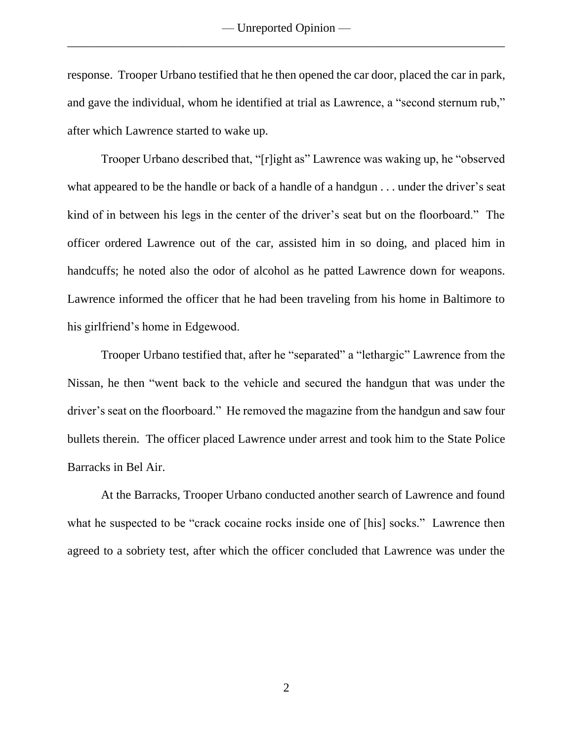response. Trooper Urbano testified that he then opened the car door, placed the car in park, and gave the individual, whom he identified at trial as Lawrence, a "second sternum rub," after which Lawrence started to wake up.

Trooper Urbano described that, "[r]ight as" Lawrence was waking up, he "observed what appeared to be the handle or back of a handle of a handgun . . . under the driver's seat kind of in between his legs in the center of the driver's seat but on the floorboard." The officer ordered Lawrence out of the car, assisted him in so doing, and placed him in handcuffs; he noted also the odor of alcohol as he patted Lawrence down for weapons. Lawrence informed the officer that he had been traveling from his home in Baltimore to his girlfriend's home in Edgewood.

Trooper Urbano testified that, after he "separated" a "lethargic" Lawrence from the Nissan, he then "went back to the vehicle and secured the handgun that was under the driver's seat on the floorboard." He removed the magazine from the handgun and saw four bullets therein. The officer placed Lawrence under arrest and took him to the State Police Barracks in Bel Air.

At the Barracks, Trooper Urbano conducted another search of Lawrence and found what he suspected to be "crack cocaine rocks inside one of [his] socks." Lawrence then agreed to a sobriety test, after which the officer concluded that Lawrence was under the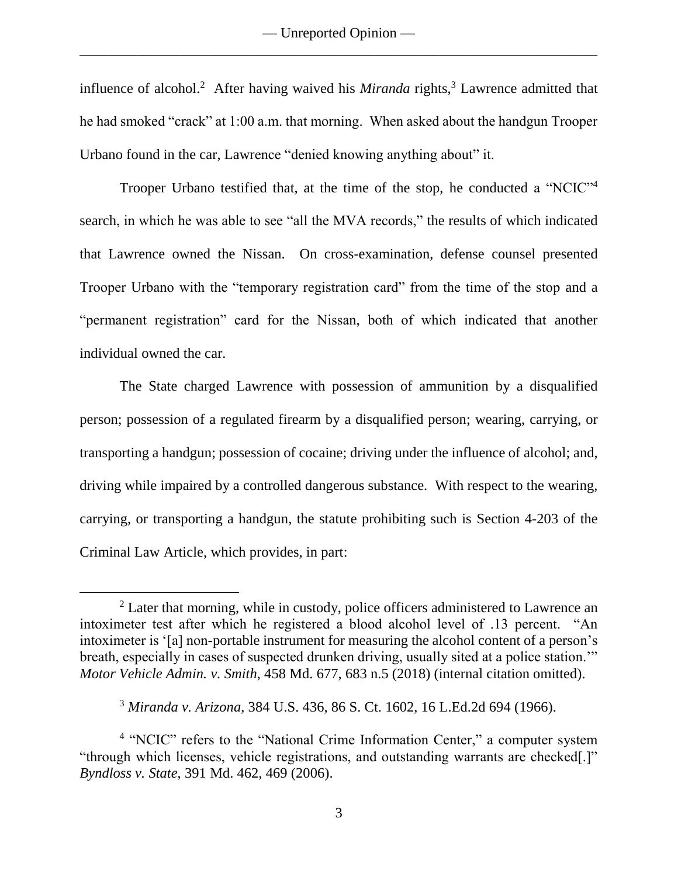influence of alcohol.[2] After having waived his *Miranda* rights,[3] Lawrence admitted that he had smoked "crack" at 1:00 a.m. that morning. When asked about the handgun Trooper Urbano found in the car, Lawrence "denied knowing anything about" it.

Trooper Urbano testified that, at the time of the stop, he conducted a "NCIC"[4] search, in which he was able to see "all the MVA records," the results of which indicated that Lawrence owned the Nissan. On cross-examination, defense counsel presented Trooper Urbano with the "temporary registration card" from the time of the stop and a "permanent registration" card for the Nissan, both of which indicated that another individual owned the car.

The State charged Lawrence with possession of ammunition by a disqualified person; possession of a regulated firearm by a disqualified person; wearing, carrying, or transporting a handgun; possession of cocaine; driving under the influence of alcohol; and, driving while impaired by a controlled dangerous substance. With respect to the wearing, carrying, or transporting a handgun, the statute prohibiting such is Section 4-203 of the Criminal Law Article, which provides, in part:

---

[2] Later that morning, while in custody, police officers administered to Lawrence an intoximeter test after which he registered a blood alcohol level of .13 percent. "An intoximeter is '[a] non-portable instrument for measuring the alcohol content of a person's breath, especially in cases of suspected drunken driving, usually sited at a police station.'" *Motor Vehicle Admin. v. Smith*, 458 Md. 677, 683 n.5 (2018) (internal citation omitted).

[3] *Miranda v. Arizona*, 384 U.S. 436, 86 S. Ct. 1602, 16 L.Ed.2d 694 (1966).

[4] "NCIC" refers to the "National Crime Information Center," a computer system "through which licenses, vehicle registrations, and outstanding warrants are checked[.]" *Byndloss v. State*, 391 Md. 462, 469 (2006).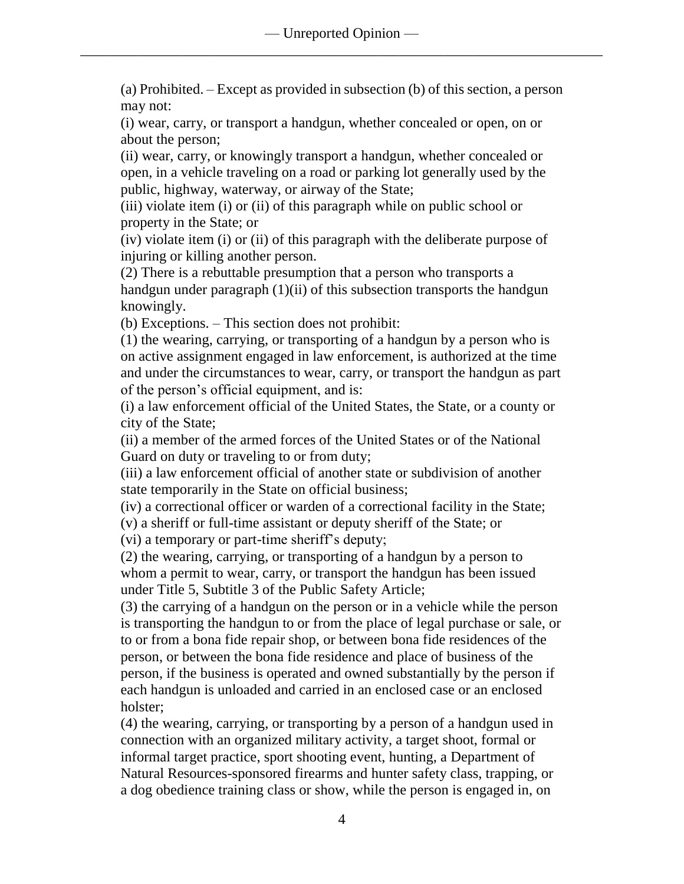(a) Prohibited. – Except as provided in subsection (b) of this section, a person may not:

(i) wear, carry, or transport a handgun, whether concealed or open, on or about the person;

(ii) wear, carry, or knowingly transport a handgun, whether concealed or open, in a vehicle traveling on a road or parking lot generally used by the public, highway, waterway, or airway of the State;

(iii) violate item (i) or (ii) of this paragraph while on public school or property in the State; or

(iv) violate item (i) or (ii) of this paragraph with the deliberate purpose of injuring or killing another person.

(2) There is a rebuttable presumption that a person who transports a handgun under paragraph (1)(ii) of this subsection transports the handgun knowingly.

(b) Exceptions. – This section does not prohibit:

(1) the wearing, carrying, or transporting of a handgun by a person who is on active assignment engaged in law enforcement, is authorized at the time and under the circumstances to wear, carry, or transport the handgun as part of the person's official equipment, and is:

(i) a law enforcement official of the United States, the State, or a county or city of the State;

(ii) a member of the armed forces of the United States or of the National Guard on duty or traveling to or from duty;

(iii) a law enforcement official of another state or subdivision of another state temporarily in the State on official business;

(iv) a correctional officer or warden of a correctional facility in the State;

(v) a sheriff or full-time assistant or deputy sheriff of the State; or

(vi) a temporary or part-time sheriff's deputy;

(2) the wearing, carrying, or transporting of a handgun by a person to whom a permit to wear, carry, or transport the handgun has been issued under Title 5, Subtitle 3 of the Public Safety Article;

(3) the carrying of a handgun on the person or in a vehicle while the person is transporting the handgun to or from the place of legal purchase or sale, or to or from a bona fide repair shop, or between bona fide residences of the person, or between the bona fide residence and place of business of the person, if the business is operated and owned substantially by the person if each handgun is unloaded and carried in an enclosed case or an enclosed holster;

(4) the wearing, carrying, or transporting by a person of a handgun used in connection with an organized military activity, a target shoot, formal or informal target practice, sport shooting event, hunting, a Department of Natural Resources-sponsored firearms and hunter safety class, trapping, or a dog obedience training class or show, while the person is engaged in, on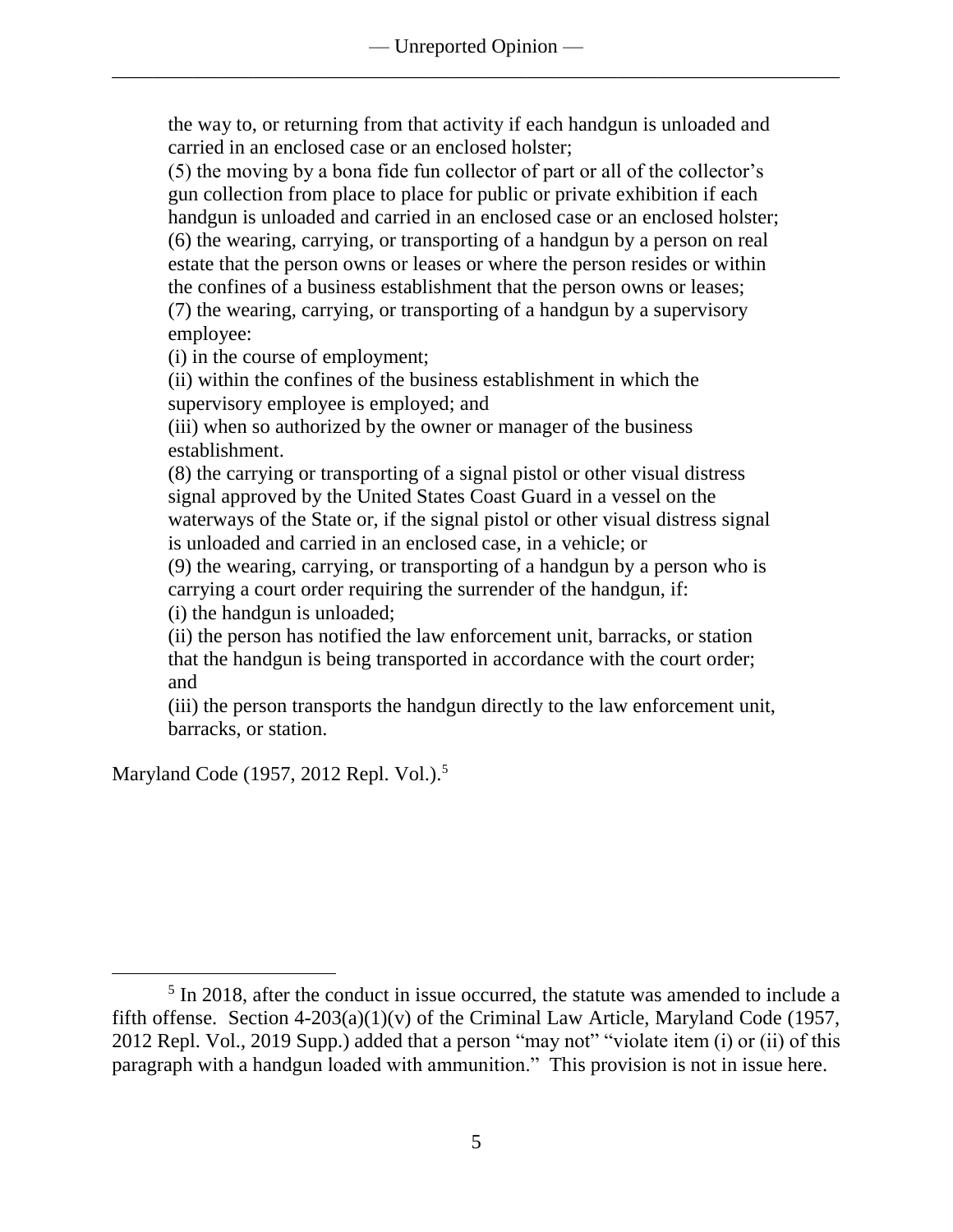the way to, or returning from that activity if each handgun is unloaded and carried in an enclosed case or an enclosed holster;

(5) the moving by a bona fide fun collector of part or all of the collector's gun collection from place to place for public or private exhibition if each handgun is unloaded and carried in an enclosed case or an enclosed holster;

(6) the wearing, carrying, or transporting of a handgun by a person on real estate that the person owns or leases or where the person resides or within the confines of a business establishment that the person owns or leases;

(7) the wearing, carrying, or transporting of a handgun by a supervisory employee:

(i) in the course of employment;

(ii) within the confines of the business establishment in which the supervisory employee is employed; and

(iii) when so authorized by the owner or manager of the business establishment.

(8) the carrying or transporting of a signal pistol or other visual distress signal approved by the United States Coast Guard in a vessel on the waterways of the State or, if the signal pistol or other visual distress signal is unloaded and carried in an enclosed case, in a vehicle; or

(9) the wearing, carrying, or transporting of a handgun by a person who is carrying a court order requiring the surrender of the handgun, if:

(i) the handgun is unloaded;

(ii) the person has notified the law enforcement unit, barracks, or station that the handgun is being transported in accordance with the court order; and

(iii) the person transports the handgun directly to the law enforcement unit, barracks, or station.

Maryland Code (1957, 2012 Repl. Vol.).[5]

---

[5] In 2018, after the conduct in issue occurred, the statute was amended to include a fifth offense. Section 4-203(a)(1)(v) of the Criminal Law Article, Maryland Code (1957, 2012 Repl. Vol., 2019 Supp.) added that a person "may not" "violate item (i) or (ii) of this paragraph with a handgun loaded with ammunition." This provision is not in issue here.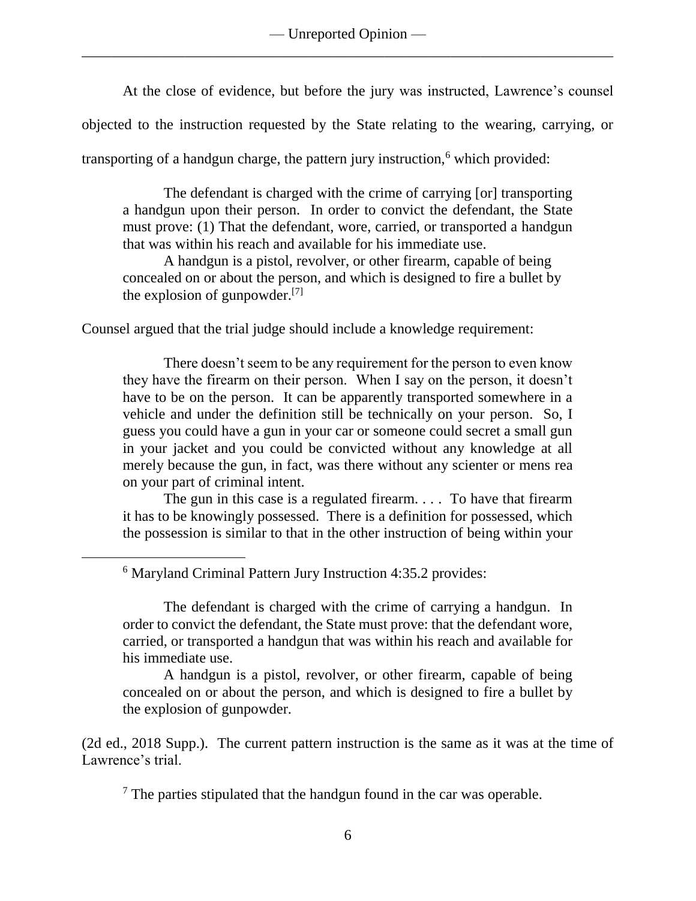At the close of evidence, but before the jury was instructed, Lawrence's counsel objected to the instruction requested by the State relating to the wearing, carrying, or transporting of a handgun charge, the pattern jury instruction,[6] which provided:

> The defendant is charged with the crime of carrying [or] transporting a handgun upon their person. In order to convict the defendant, the State must prove: (1) That the defendant, wore, carried, or transported a handgun that was within his reach and available for his immediate use.
>
> A handgun is a pistol, revolver, or other firearm, capable of being concealed on or about the person, and which is designed to fire a bullet by the explosion of gunpowder.[7]

Counsel argued that the trial judge should include a knowledge requirement:

> There doesn't seem to be any requirement for the person to even know they have the firearm on their person. When I say on the person, it doesn't have to be on the person. It can be apparently transported somewhere in a vehicle and under the definition still be technically on your person. So, I guess you could have a gun in your car or someone could secret a small gun in your jacket and you could be convicted without any knowledge at all merely because the gun, in fact, was there without any scienter or mens rea on your part of criminal intent.
>
> The gun in this case is a regulated firearm. . . . To have that firearm it has to be knowingly possessed. There is a definition for possessed, which the possession is similar to that in the other instruction of being within your

---

[6] Maryland Criminal Pattern Jury Instruction 4:35.2 provides:

> The defendant is charged with the crime of carrying a handgun. In order to convict the defendant, the State must prove: that the defendant wore, carried, or transported a handgun that was within his reach and available for his immediate use.
>
> A handgun is a pistol, revolver, or other firearm, capable of being concealed on or about the person, and which is designed to fire a bullet by the explosion of gunpowder.

(2d ed., 2018 Supp.). The current pattern instruction is the same as it was at the time of Lawrence's trial.

[7] The parties stipulated that the handgun found in the car was operable.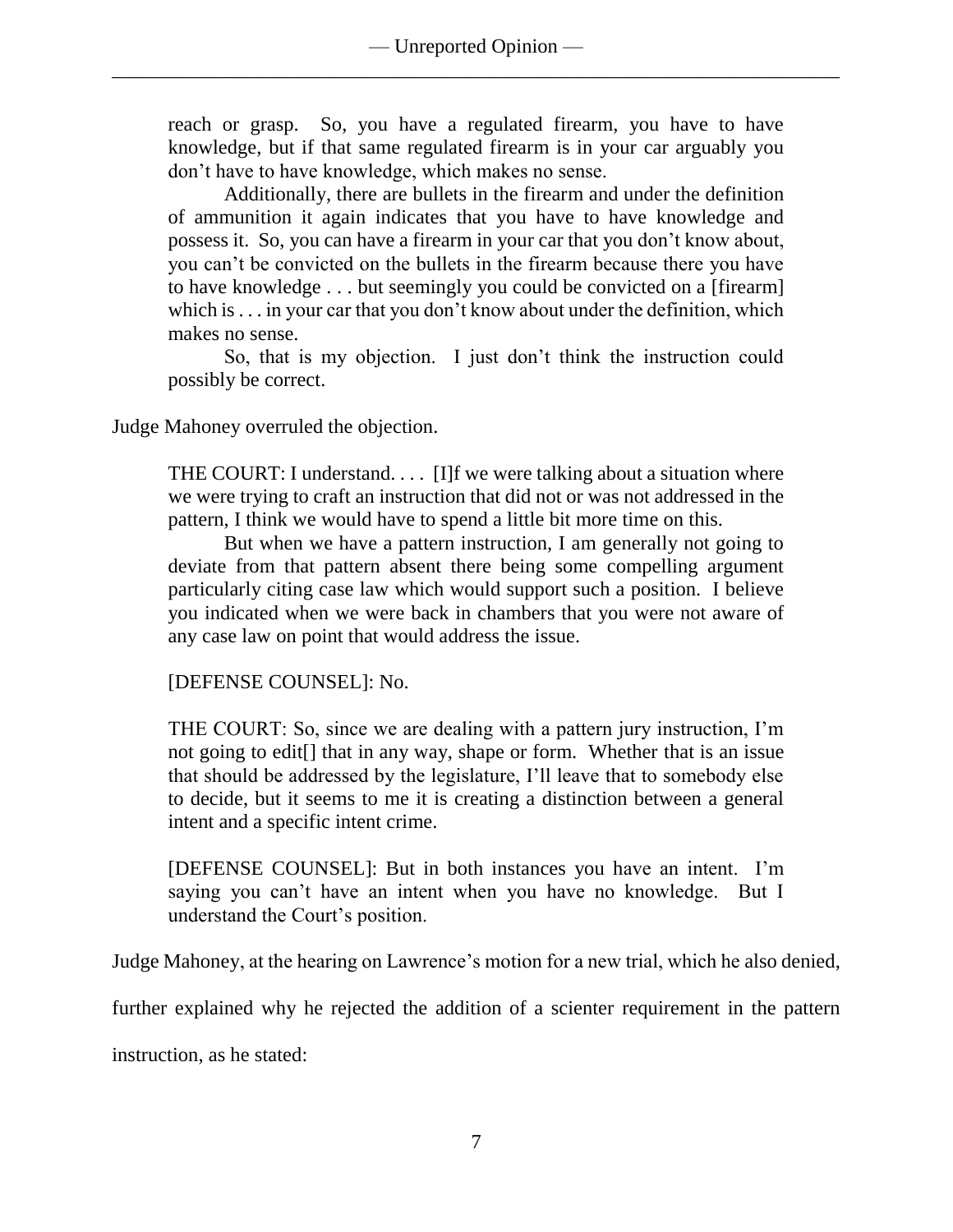reach or grasp. So, you have a regulated firearm, you have to have knowledge, but if that same regulated firearm is in your car arguably you don't have to have knowledge, which makes no sense.

> Additionally, there are bullets in the firearm and under the definition of ammunition it again indicates that you have to have knowledge and possess it. So, you can have a firearm in your car that you don't know about, you can't be convicted on the bullets in the firearm because there you have to have knowledge . . . but seemingly you could be convicted on a [firearm] which is . . . in your car that you don't know about under the definition, which makes no sense.
>
> So, that is my objection. I just don't think the instruction could possibly be correct.

Judge Mahoney overruled the objection.

> THE COURT: I understand. . . . [I]f we were talking about a situation where we were trying to craft an instruction that did not or was not addressed in the pattern, I think we would have to spend a little bit more time on this.
>
> But when we have a pattern instruction, I am generally not going to deviate from that pattern absent there being some compelling argument particularly citing case law which would support such a position. I believe you indicated when we were back in chambers that you were not aware of any case law on point that would address the issue.
>
> [DEFENSE COUNSEL]: No.
>
> THE COURT: So, since we are dealing with a pattern jury instruction, I'm not going to edit[] that in any way, shape or form. Whether that is an issue that should be addressed by the legislature, I'll leave that to somebody else to decide, but it seems to me it is creating a distinction between a general intent and a specific intent crime.
>
> [DEFENSE COUNSEL]: But in both instances you have an intent. I'm saying you can't have an intent when you have no knowledge. But I understand the Court's position.

Judge Mahoney, at the hearing on Lawrence's motion for a new trial, which he also denied, further explained why he rejected the addition of a scienter requirement in the pattern instruction, as he stated: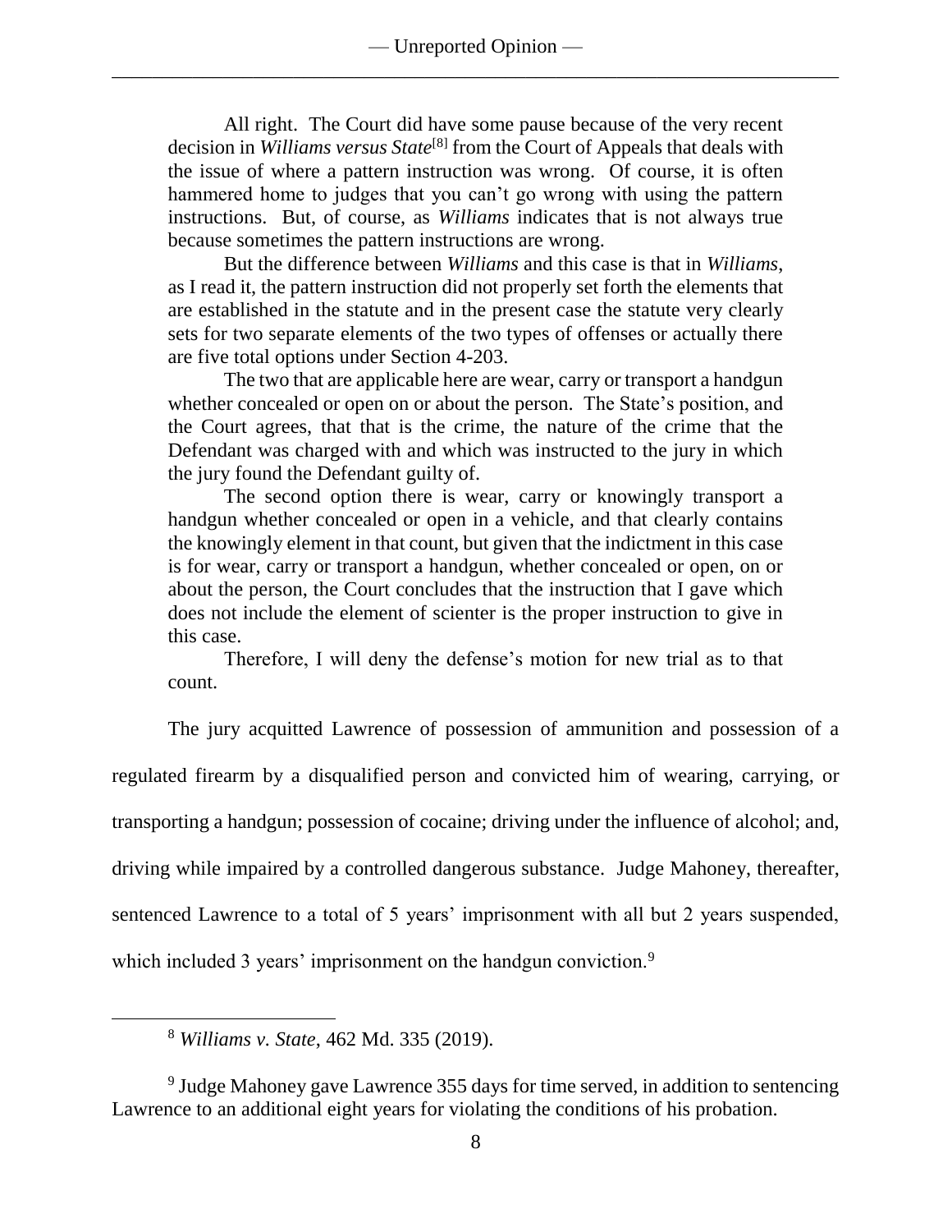All right. The Court did have some pause because of the very recent decision in *Williams versus State*[8] from the Court of Appeals that deals with the issue of where a pattern instruction was wrong. Of course, it is often hammered home to judges that you can't go wrong with using the pattern instructions. But, of course, as *Williams* indicates that is not always true because sometimes the pattern instructions are wrong.

> But the difference between *Williams* and this case is that in *Williams*, as I read it, the pattern instruction did not properly set forth the elements that are established in the statute and in the present case the statute very clearly sets for two separate elements of the two types of offenses or actually there are five total options under Section 4-203.
>
> The two that are applicable here are wear, carry or transport a handgun whether concealed or open on or about the person. The State's position, and the Court agrees, that that is the crime, the nature of the crime that the Defendant was charged with and which was instructed to the jury in which the jury found the Defendant guilty of.
>
> The second option there is wear, carry or knowingly transport a handgun whether concealed or open in a vehicle, and that clearly contains the knowingly element in that count, but given that the indictment in this case is for wear, carry or transport a handgun, whether concealed or open, on or about the person, the Court concludes that the instruction that I gave which does not include the element of scienter is the proper instruction to give in this case.
>
> Therefore, I will deny the defense's motion for new trial as to that count.

The jury acquitted Lawrence of possession of ammunition and possession of a regulated firearm by a disqualified person and convicted him of wearing, carrying, or transporting a handgun; possession of cocaine; driving under the influence of alcohol; and, driving while impaired by a controlled dangerous substance. Judge Mahoney, thereafter, sentenced Lawrence to a total of 5 years' imprisonment with all but 2 years suspended, which included 3 years' imprisonment on the handgun conviction.[9]

---

[8] *Williams v. State*, 462 Md. 335 (2019).

[9] Judge Mahoney gave Lawrence 355 days for time served, in addition to sentencing Lawrence to an additional eight years for violating the conditions of his probation.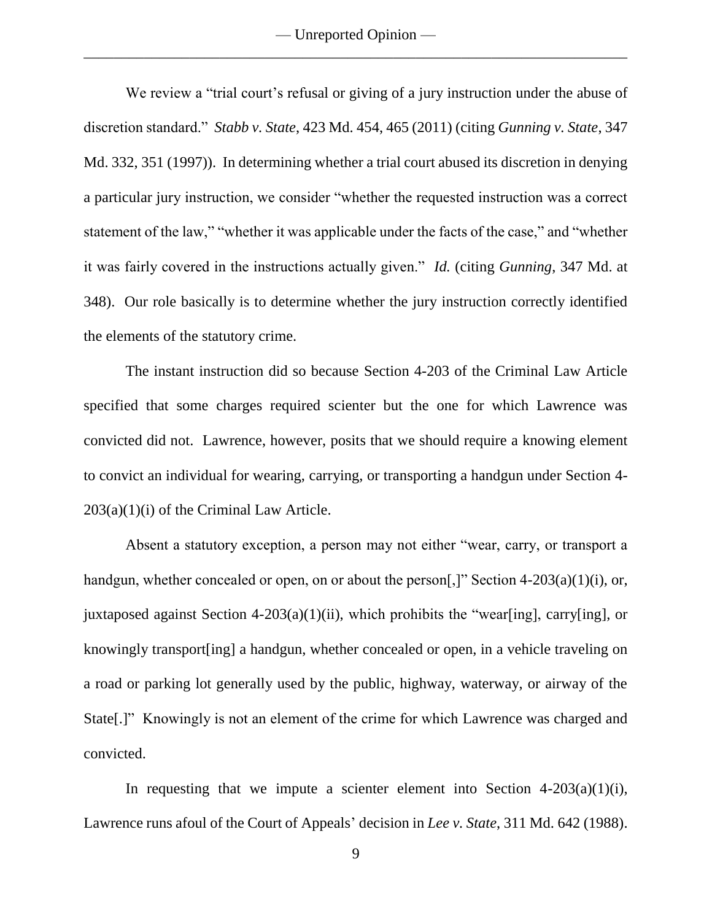We review a "trial court's refusal or giving of a jury instruction under the abuse of discretion standard." *Stabb v. State*, 423 Md. 454, 465 (2011) (citing *Gunning v. State*, 347 Md. 332, 351 (1997)). In determining whether a trial court abused its discretion in denying a particular jury instruction, we consider "whether the requested instruction was a correct statement of the law," "whether it was applicable under the facts of the case," and "whether it was fairly covered in the instructions actually given." *Id.* (citing *Gunning*, 347 Md. at 348). Our role basically is to determine whether the jury instruction correctly identified the elements of the statutory crime.

The instant instruction did so because Section 4-203 of the Criminal Law Article specified that some charges required scienter but the one for which Lawrence was convicted did not. Lawrence, however, posits that we should require a knowing element to convict an individual for wearing, carrying, or transporting a handgun under Section 4-203(a)(1)(i) of the Criminal Law Article.

Absent a statutory exception, a person may not either "wear, carry, or transport a handgun, whether concealed or open, on or about the person[,]" Section 4-203(a)(1)(i), or, juxtaposed against Section 4-203(a)(1)(ii), which prohibits the "wear[ing], carry[ing], or knowingly transport[ing] a handgun, whether concealed or open, in a vehicle traveling on a road or parking lot generally used by the public, highway, waterway, or airway of the State[.]" Knowingly is not an element of the crime for which Lawrence was charged and convicted.

In requesting that we impute a scienter element into Section 4-203(a)(1)(i), Lawrence runs afoul of the Court of Appeals' decision in *Lee v. State*, 311 Md. 642 (1988).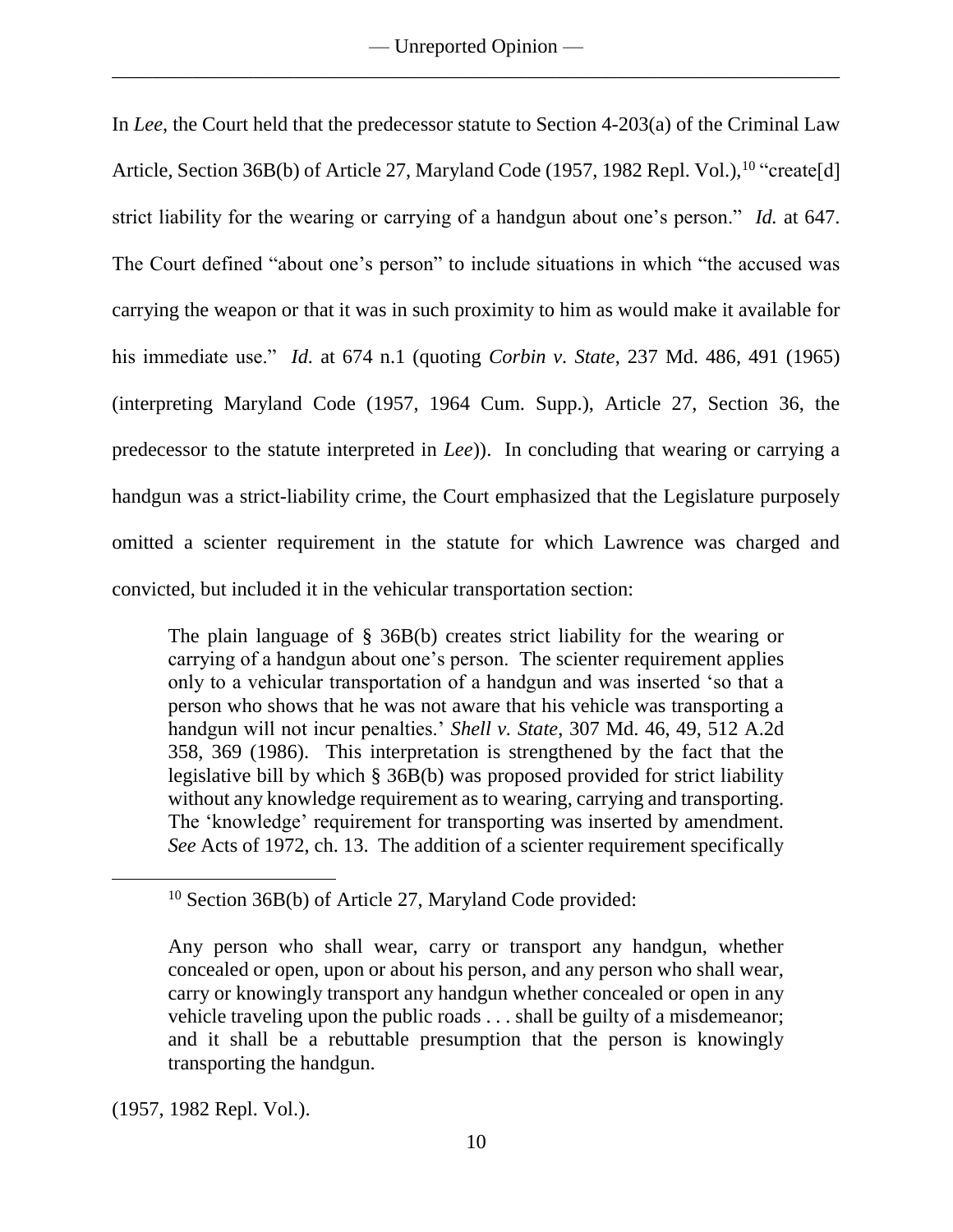In *Lee*, the Court held that the predecessor statute to Section 4-203(a) of the Criminal Law Article, Section 36B(b) of Article 27, Maryland Code (1957, 1982 Repl. Vol.),[10] "create[d] strict liability for the wearing or carrying of a handgun about one's person." *Id.* at 647. The Court defined "about one's person" to include situations in which "the accused was carrying the weapon or that it was in such proximity to him as would make it available for his immediate use." *Id.* at 674 n.1 (quoting *Corbin v. State*, 237 Md. 486, 491 (1965) (interpreting Maryland Code (1957, 1964 Cum. Supp.), Article 27, Section 36, the predecessor to the statute interpreted in *Lee*)). In concluding that wearing or carrying a handgun was a strict-liability crime, the Court emphasized that the Legislature purposely omitted a scienter requirement in the statute for which Lawrence was charged and convicted, but included it in the vehicular transportation section:

> The plain language of § 36B(b) creates strict liability for the wearing or carrying of a handgun about one's person. The scienter requirement applies only to a vehicular transportation of a handgun and was inserted 'so that a person who shows that he was not aware that his vehicle was transporting a handgun will not incur penalties.' *Shell v. State*, 307 Md. 46, 49, 512 A.2d 358, 369 (1986). This interpretation is strengthened by the fact that the legislative bill by which § 36B(b) was proposed provided for strict liability without any knowledge requirement as to wearing, carrying and transporting. The 'knowledge' requirement for transporting was inserted by amendment. *See* Acts of 1972, ch. 13. The addition of a scienter requirement specifically

---

[10] Section 36B(b) of Article 27, Maryland Code provided:

> Any person who shall wear, carry or transport any handgun, whether concealed or open, upon or about his person, and any person who shall wear, carry or knowingly transport any handgun whether concealed or open in any vehicle traveling upon the public roads . . . shall be guilty of a misdemeanor; and it shall be a rebuttable presumption that the person is knowingly transporting the handgun.

(1957, 1982 Repl. Vol.).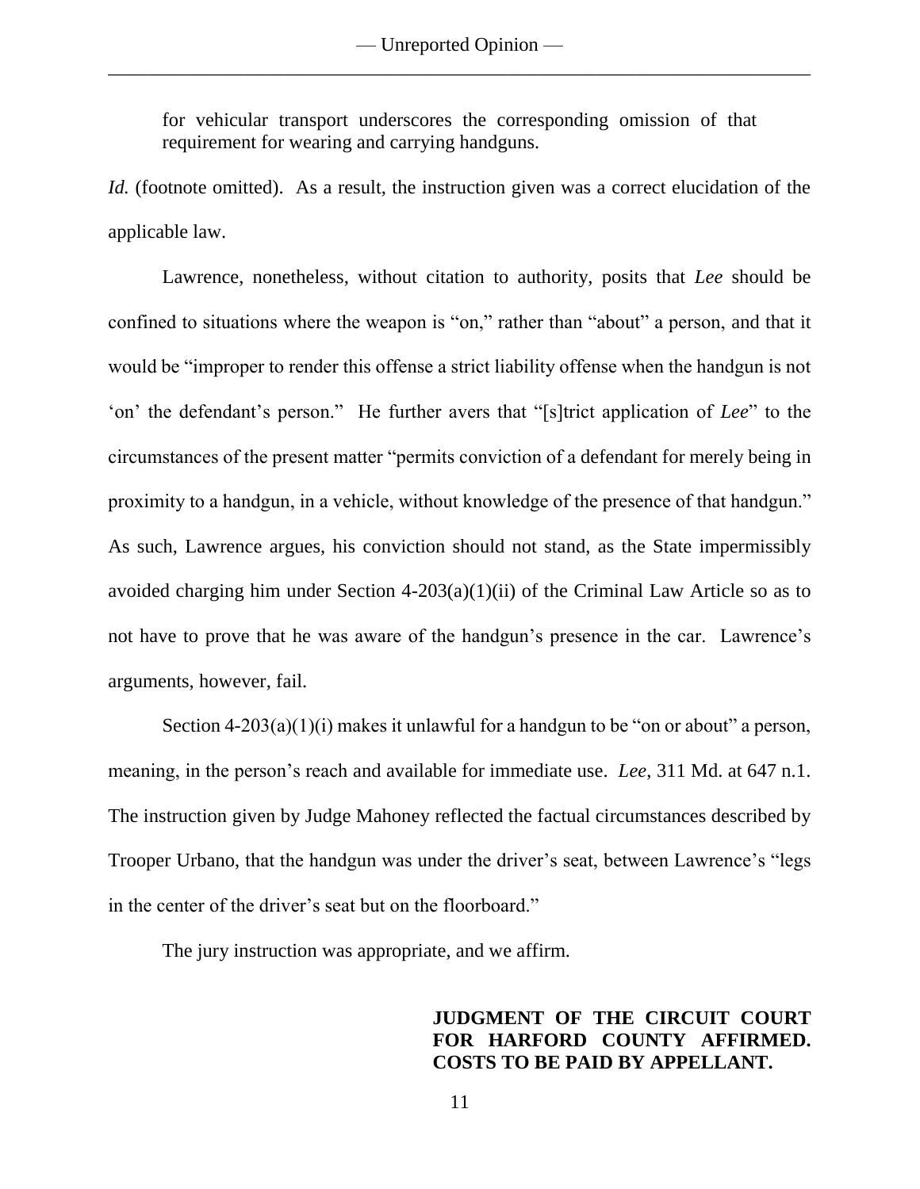for vehicular transport underscores the corresponding omission of that requirement for wearing and carrying handguns.

*Id.* (footnote omitted). As a result, the instruction given was a correct elucidation of the applicable law.

Lawrence, nonetheless, without citation to authority, posits that *Lee* should be confined to situations where the weapon is "on," rather than "about" a person, and that it would be "improper to render this offense a strict liability offense when the handgun is not 'on' the defendant's person." He further avers that "[s]trict application of *Lee*" to the circumstances of the present matter "permits conviction of a defendant for merely being in proximity to a handgun, in a vehicle, without knowledge of the presence of that handgun." As such, Lawrence argues, his conviction should not stand, as the State impermissibly avoided charging him under Section 4-203(a)(1)(ii) of the Criminal Law Article so as to not have to prove that he was aware of the handgun's presence in the car. Lawrence's arguments, however, fail.

Section 4-203(a)(1)(i) makes it unlawful for a handgun to be "on or about" a person, meaning, in the person's reach and available for immediate use. *Lee*, 311 Md. at 647 n.1. The instruction given by Judge Mahoney reflected the factual circumstances described by Trooper Urbano, that the handgun was under the driver's seat, between Lawrence's "legs in the center of the driver's seat but on the floorboard."

The jury instruction was appropriate, and we affirm.

**JUDGMENT OF THE CIRCUIT COURT FOR HARFORD COUNTY AFFIRMED. COSTS TO BE PAID BY APPELLANT.**